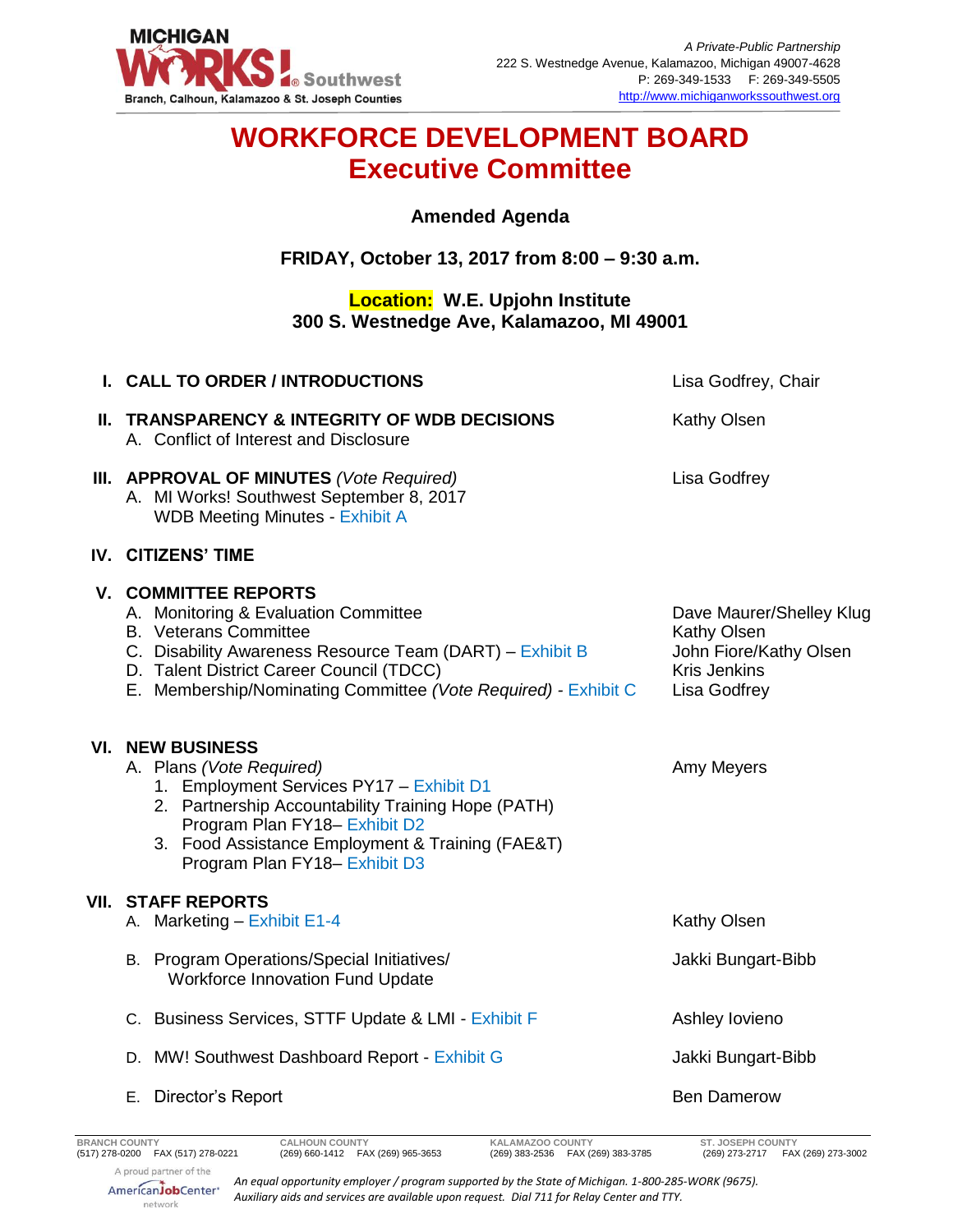MICHIGAN WORKS! Southwest
Branch, Calhoun, Kalamazoo & St. Joseph Counties

*A Private-Public Partnership*
222 S. Westnedge Avenue, Kalamazoo, Michigan 49007-4628
P: 269-349-1533 F: 269-349-5505
http://www.michiganworkssouthwest.org

# WORKFORCE DEVELOPMENT BOARD
# Executive Committee

### Amended Agenda

### FRIDAY, October 13, 2017 from 8:00 – 9:30 a.m.

### Location: W.E. Upjohn Institute
### 300 S. Westnedge Ave, Kalamazoo, MI 49001

| | |
|---|---|
| **I. CALL TO ORDER / INTRODUCTIONS** | Lisa Godfrey, Chair |
| **II. TRANSPARENCY & INTEGRITY OF WDB DECISIONS** | Kathy Olsen |
| A. Conflict of Interest and Disclosure | |
| **III. APPROVAL OF MINUTES** *(Vote Required)* | Lisa Godfrey |
| A. MI Works! Southwest September 8, 2017 WDB Meeting Minutes - Exhibit A | |
| **IV. CITIZENS' TIME** | |
| **V. COMMITTEE REPORTS** | |
| A. Monitoring & Evaluation Committee | Dave Maurer/Shelley Klug |
| B. Veterans Committee | Kathy Olsen |
| C. Disability Awareness Resource Team (DART) – Exhibit B | John Fiore/Kathy Olsen |
| D. Talent District Career Council (TDCC) | Kris Jenkins |
| E. Membership/Nominating Committee *(Vote Required)* - Exhibit C | Lisa Godfrey |
| **VI. NEW BUSINESS** | |
| A. Plans *(Vote Required)* | Amy Meyers |
| 1. Employment Services PY17 – Exhibit D1 | |
| 2. Partnership Accountability Training Hope (PATH) Program Plan FY18– Exhibit D2 | |
| 3. Food Assistance Employment & Training (FAE&T) Program Plan FY18– Exhibit D3 | |
| **VII. STAFF REPORTS** | |
| A. Marketing – Exhibit E1-4 | Kathy Olsen |
| B. Program Operations/Special Initiatives/ Workforce Innovation Fund Update | Jakki Bungart-Bibb |
| C. Business Services, STTF Update & LMI - Exhibit F | Ashley Iovieno |
| D. MW! Southwest Dashboard Report - Exhibit G | Jakki Bungart-Bibb |
| E. Director's Report | Ben Damerow |

| BRANCH COUNTY | CALHOUN COUNTY | KALAMAZOO COUNTY | ST. JOSEPH COUNTY |
|---|---|---|---|
| (517) 278-0200 FAX (517) 278-0221 | (269) 660-1412 FAX (269) 965-3653 | (269) 383-2536 FAX (269) 383-3785 | (269) 273-2717 FAX (269) 273-3002 |

A proud partner of the AmericanJobCenter network

*An equal opportunity employer / program supported by the State of Michigan. 1-800-285-WORK (9675). Auxiliary aids and services are available upon request. Dial 711 for Relay Center and TTY.*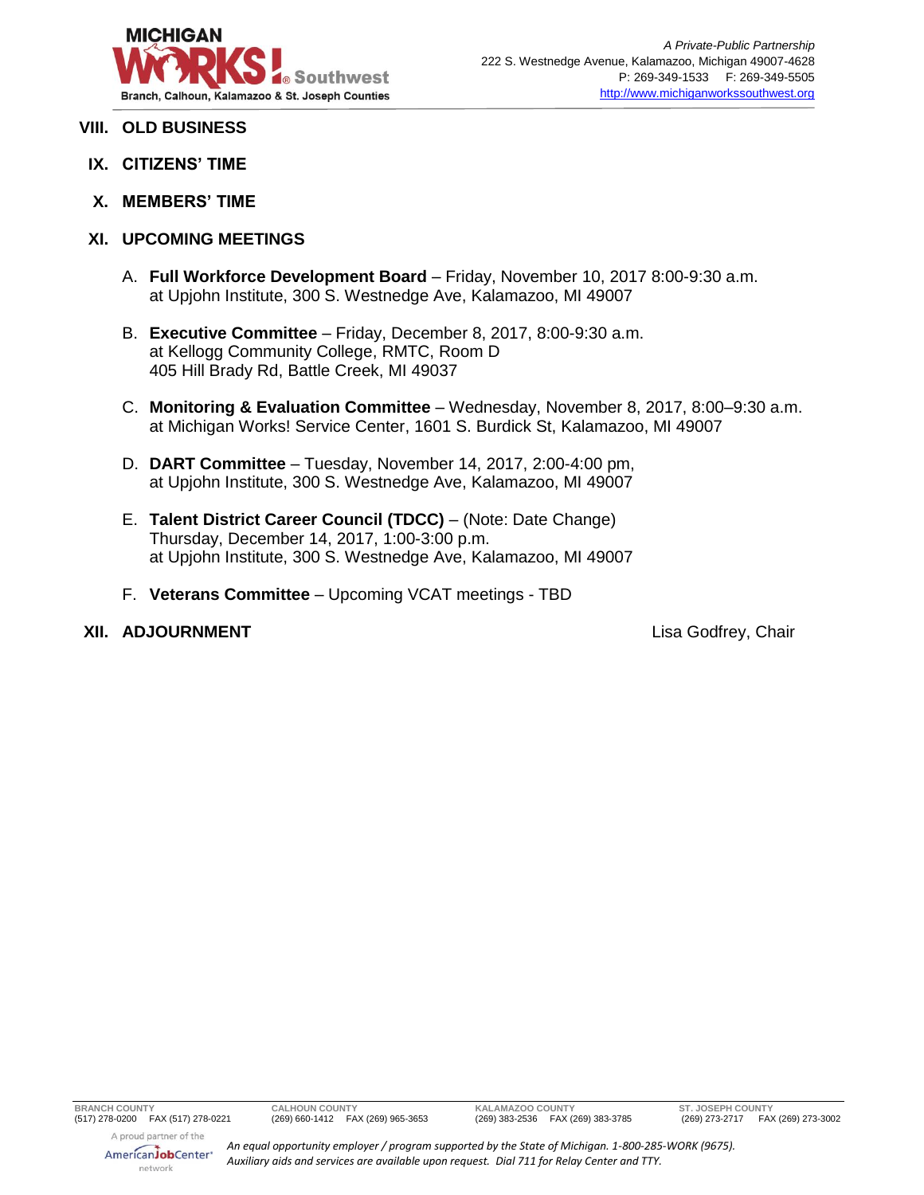## VIII. OLD BUSINESS

## IX. CITIZENS' TIME

## X. MEMBERS' TIME

## XI. UPCOMING MEETINGS

A. **Full Workforce Development Board** – Friday, November 10, 2017 8:00-9:30 a.m. at Upjohn Institute, 300 S. Westnedge Ave, Kalamazoo, MI 49007

B. **Executive Committee** – Friday, December 8, 2017, 8:00-9:30 a.m. at Kellogg Community College, RMTC, Room D 405 Hill Brady Rd, Battle Creek, MI 49037

C. **Monitoring & Evaluation Committee** – Wednesday, November 8, 2017, 8:00–9:30 a.m. at Michigan Works! Service Center, 1601 S. Burdick St, Kalamazoo, MI 49007

D. **DART Committee** – Tuesday, November 14, 2017, 2:00-4:00 pm, at Upjohn Institute, 300 S. Westnedge Ave, Kalamazoo, MI 49007

E. **Talent District Career Council (TDCC)** – (Note: Date Change) Thursday, December 14, 2017, 1:00-3:00 p.m. at Upjohn Institute, 300 S. Westnedge Ave, Kalamazoo, MI 49007

F. **Veterans Committee** – Upcoming VCAT meetings - TBD

## XII. ADJOURNMENT

Lisa Godfrey, Chair